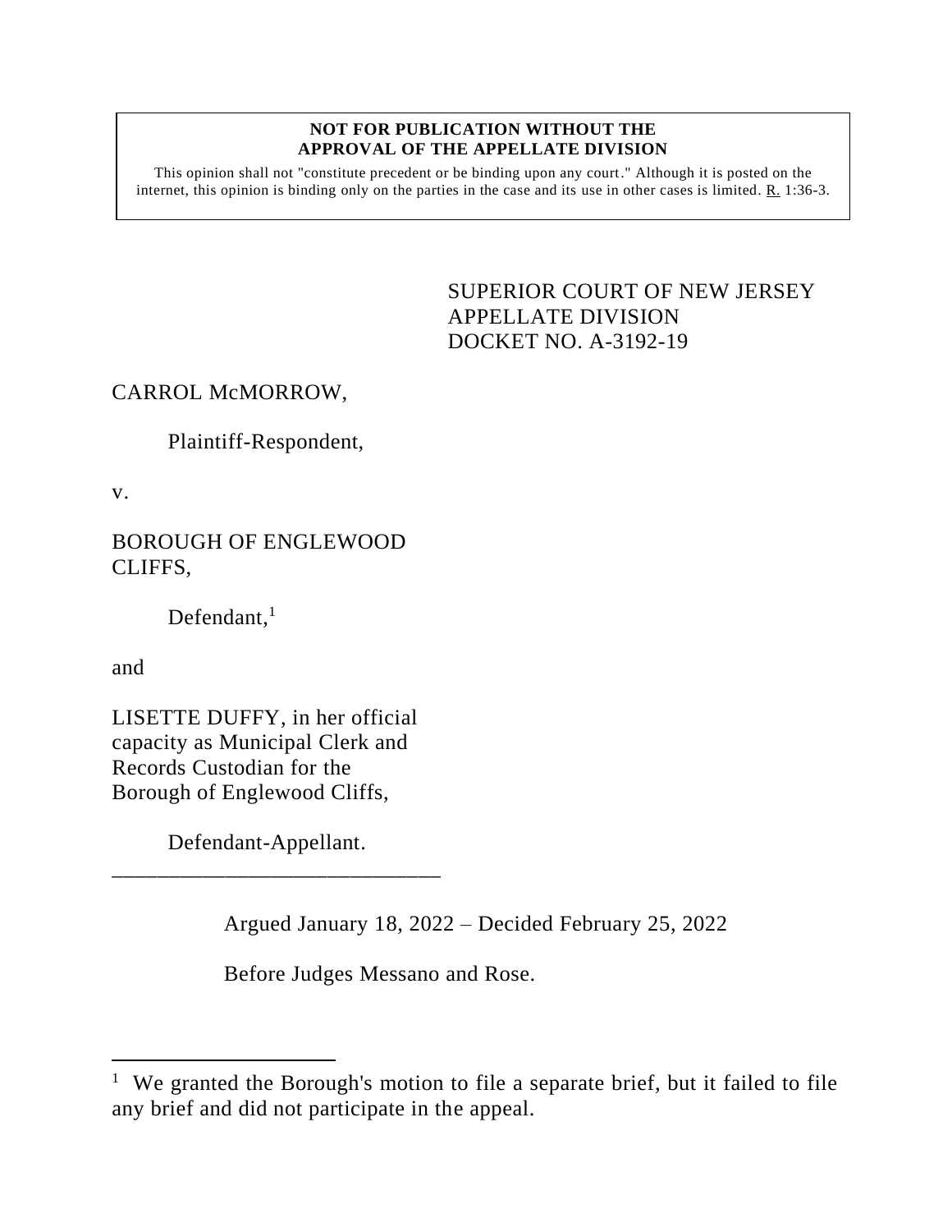**NOT FOR PUBLICATION WITHOUT THE APPROVAL OF THE APPELLATE DIVISION**

This opinion shall not "constitute precedent or be binding upon any court." Although it is posted on the internet, this opinion is binding only on the parties in the case and its use in other cases is limited. R. 1:36-3.

SUPERIOR COURT OF NEW JERSEY
APPELLATE DIVISION
DOCKET NO. A-3192-19

CARROL McMORROW,

Plaintiff-Respondent,

v.

BOROUGH OF ENGLEWOOD CLIFFS,

Defendant,[1]

and

LISETTE DUFFY, in her official capacity as Municipal Clerk and Records Custodian for the Borough of Englewood Cliffs,

Defendant-Appellant.

______________________________

Argued January 18, 2022 – Decided February 25, 2022

Before Judges Messano and Rose.

---

[1] We granted the Borough's motion to file a separate brief, but it failed to file any brief and did not participate in the appeal.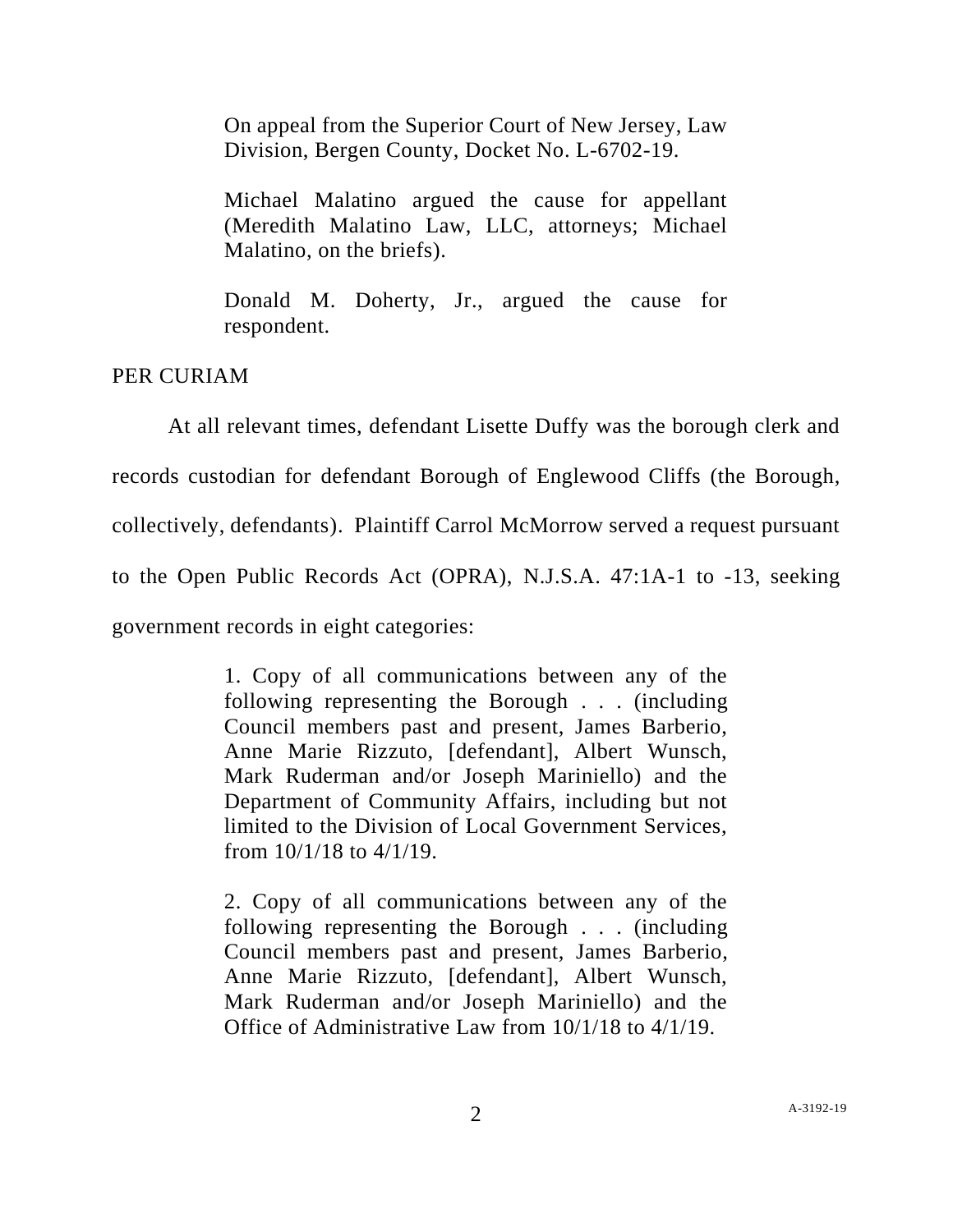On appeal from the Superior Court of New Jersey, Law Division, Bergen County, Docket No. L-6702-19.

Michael Malatino argued the cause for appellant (Meredith Malatino Law, LLC, attorneys; Michael Malatino, on the briefs).

Donald M. Doherty, Jr., argued the cause for respondent.

PER CURIAM

At all relevant times, defendant Lisette Duffy was the borough clerk and records custodian for defendant Borough of Englewood Cliffs (the Borough, collectively, defendants). Plaintiff Carrol McMorrow served a request pursuant to the Open Public Records Act (OPRA), N.J.S.A. 47:1A-1 to -13, seeking government records in eight categories:

> 1. Copy of all communications between any of the following representing the Borough . . . (including Council members past and present, James Barberio, Anne Marie Rizzuto, [defendant], Albert Wunsch, Mark Ruderman and/or Joseph Mariniello) and the Department of Community Affairs, including but not limited to the Division of Local Government Services, from 10/1/18 to 4/1/19.
>
> 2. Copy of all communications between any of the following representing the Borough . . . (including Council members past and present, James Barberio, Anne Marie Rizzuto, [defendant], Albert Wunsch, Mark Ruderman and/or Joseph Mariniello) and the Office of Administrative Law from 10/1/18 to 4/1/19.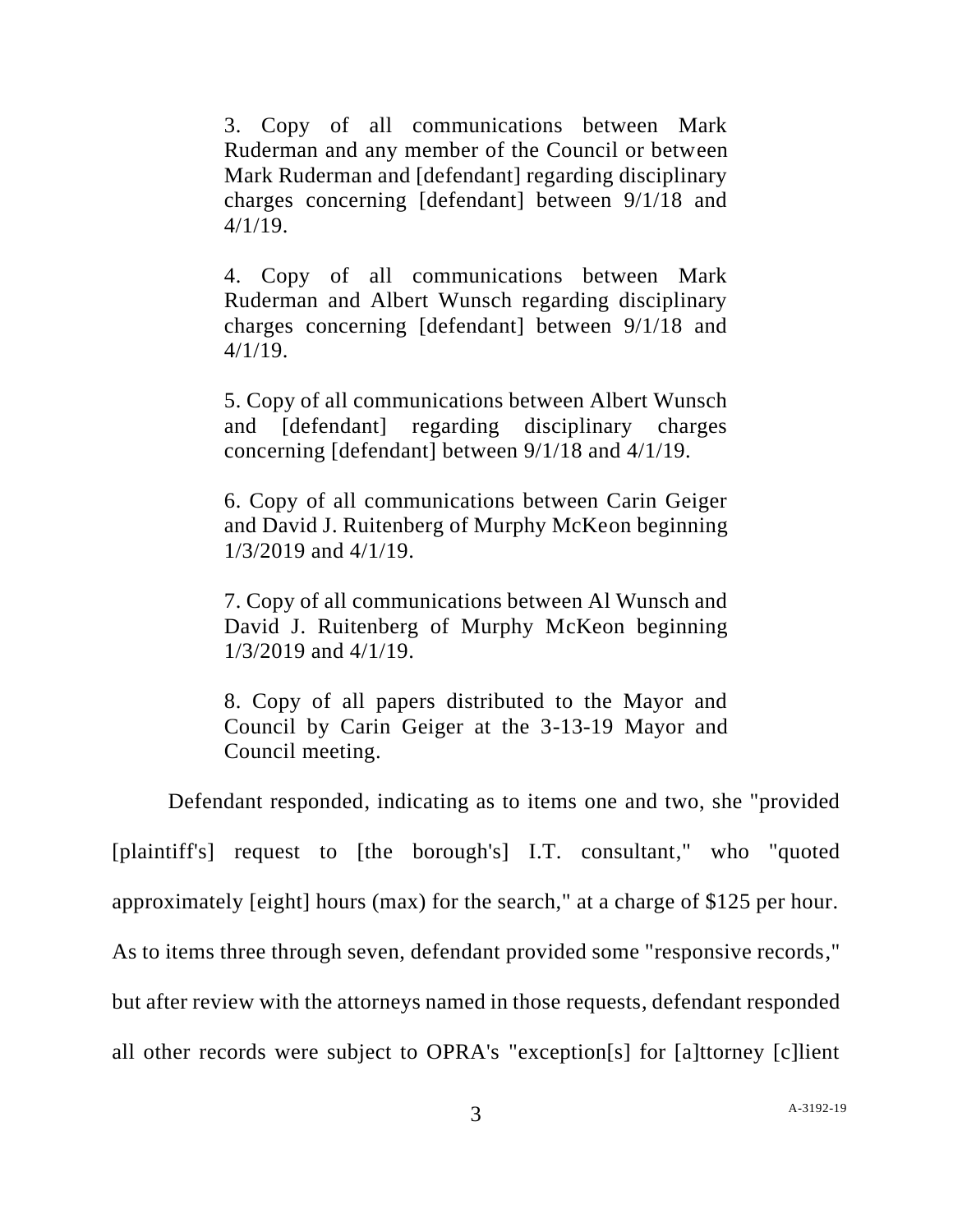> 3. Copy of all communications between Mark Ruderman and any member of the Council or between Mark Ruderman and [defendant] regarding disciplinary charges concerning [defendant] between 9/1/18 and 4/1/19.
>
> 4. Copy of all communications between Mark Ruderman and Albert Wunsch regarding disciplinary charges concerning [defendant] between 9/1/18 and 4/1/19.
>
> 5. Copy of all communications between Albert Wunsch and [defendant] regarding disciplinary charges concerning [defendant] between 9/1/18 and 4/1/19.
>
> 6. Copy of all communications between Carin Geiger and David J. Ruitenberg of Murphy McKeon beginning 1/3/2019 and 4/1/19.
>
> 7. Copy of all communications between Al Wunsch and David J. Ruitenberg of Murphy McKeon beginning 1/3/2019 and 4/1/19.
>
> 8. Copy of all papers distributed to the Mayor and Council by Carin Geiger at the 3-13-19 Mayor and Council meeting.

Defendant responded, indicating as to items one and two, she "provided [plaintiff's] request to [the borough's] I.T. consultant," who "quoted approximately [eight] hours (max) for the search," at a charge of $125 per hour. As to items three through seven, defendant provided some "responsive records," but after review with the attorneys named in those requests, defendant responded all other records were subject to OPRA's "exception[s] for [a]ttorney [c]lient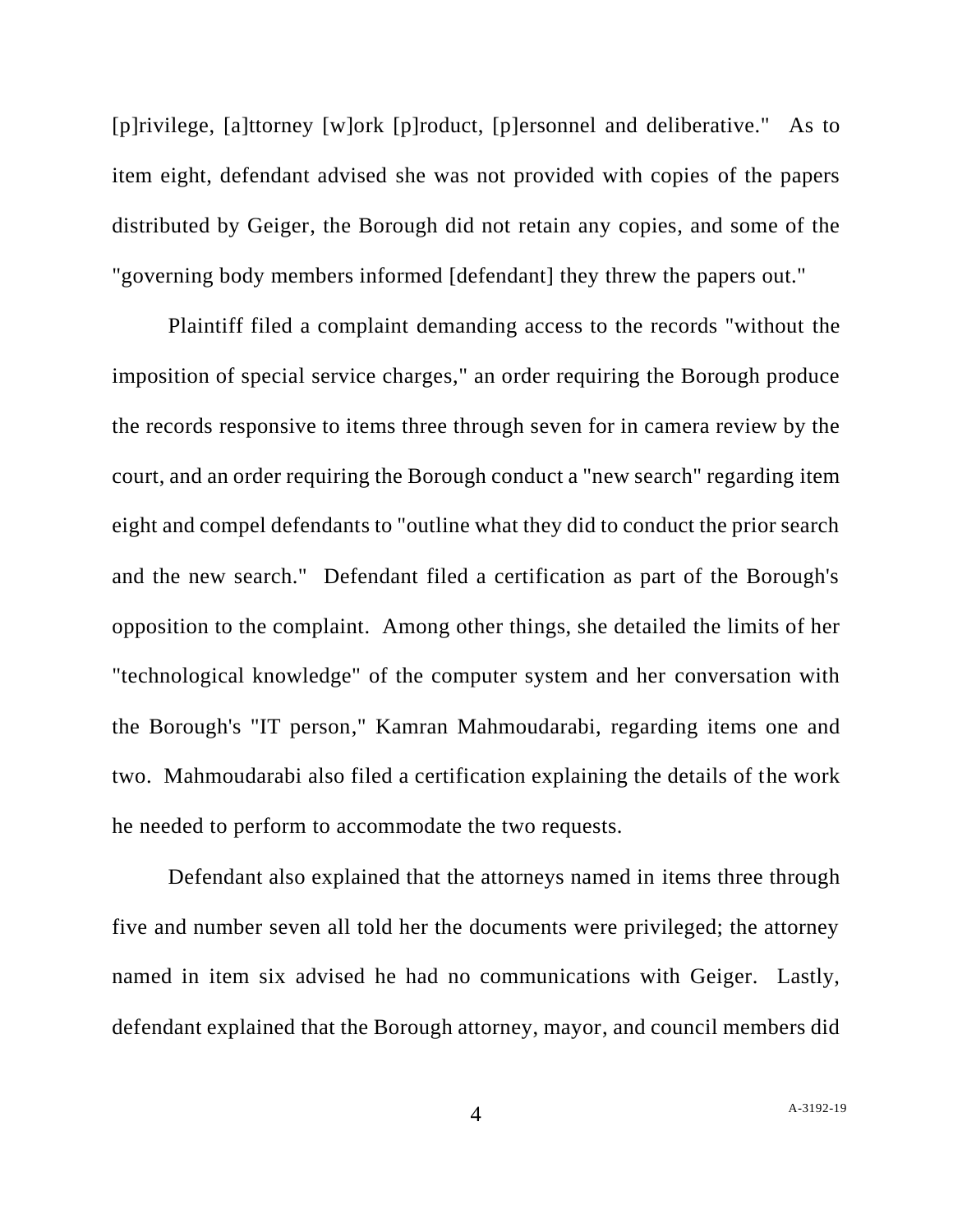[p]rivilege, [a]ttorney [w]ork [p]roduct, [p]ersonnel and deliberative." As to item eight, defendant advised she was not provided with copies of the papers distributed by Geiger, the Borough did not retain any copies, and some of the "governing body members informed [defendant] they threw the papers out."

Plaintiff filed a complaint demanding access to the records "without the imposition of special service charges," an order requiring the Borough produce the records responsive to items three through seven for in camera review by the court, and an order requiring the Borough conduct a "new search" regarding item eight and compel defendants to "outline what they did to conduct the prior search and the new search." Defendant filed a certification as part of the Borough's opposition to the complaint. Among other things, she detailed the limits of her "technological knowledge" of the computer system and her conversation with the Borough's "IT person," Kamran Mahmoudarabi, regarding items one and two. Mahmoudarabi also filed a certification explaining the details of the work he needed to perform to accommodate the two requests.

Defendant also explained that the attorneys named in items three through five and number seven all told her the documents were privileged; the attorney named in item six advised he had no communications with Geiger. Lastly, defendant explained that the Borough attorney, mayor, and council members did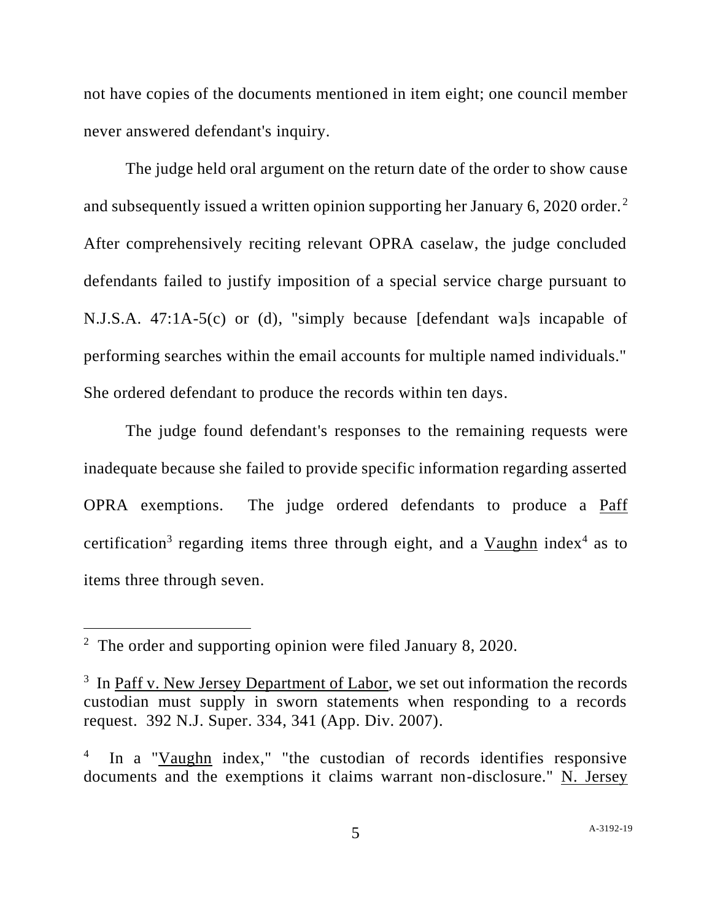not have copies of the documents mentioned in item eight; one council member never answered defendant's inquiry.

The judge held oral argument on the return date of the order to show cause and subsequently issued a written opinion supporting her January 6, 2020 order.[2] After comprehensively reciting relevant OPRA caselaw, the judge concluded defendants failed to justify imposition of a special service charge pursuant to N.J.S.A. 47:1A-5(c) or (d), "simply because [defendant wa]s incapable of performing searches within the email accounts for multiple named individuals." She ordered defendant to produce the records within ten days.

The judge found defendant's responses to the remaining requests were inadequate because she failed to provide specific information regarding asserted OPRA exemptions. The judge ordered defendants to produce a Paff certification[3] regarding items three through eight, and a Vaughn index[4] as to items three through seven.

---

[2] The order and supporting opinion were filed January 8, 2020.

[3] In Paff v. New Jersey Department of Labor, we set out information the records custodian must supply in sworn statements when responding to a records request. 392 N.J. Super. 334, 341 (App. Div. 2007).

[4] In a "Vaughn index," "the custodian of records identifies responsive documents and the exemptions it claims warrant non-disclosure." N. Jersey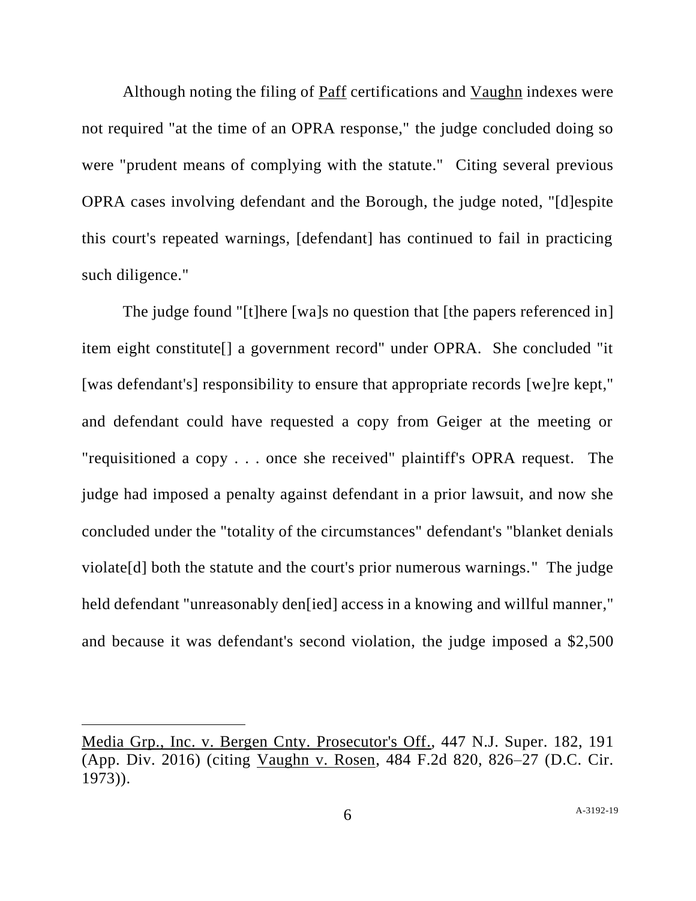Although noting the filing of Paff certifications and Vaughn indexes were not required "at the time of an OPRA response," the judge concluded doing so were "prudent means of complying with the statute." Citing several previous OPRA cases involving defendant and the Borough, the judge noted, "[d]espite this court's repeated warnings, [defendant] has continued to fail in practicing such diligence."

The judge found "[t]here [wa]s no question that [the papers referenced in] item eight constitute[] a government record" under OPRA. She concluded "it [was defendant's] responsibility to ensure that appropriate records [we]re kept," and defendant could have requested a copy from Geiger at the meeting or "requisitioned a copy . . . once she received" plaintiff's OPRA request. The judge had imposed a penalty against defendant in a prior lawsuit, and now she concluded under the "totality of the circumstances" defendant's "blanket denials violate[d] both the statute and the court's prior numerous warnings." The judge held defendant "unreasonably den[ied] access in a knowing and willful manner," and because it was defendant's second violation, the judge imposed a $2,500

---

Media Grp., Inc. v. Bergen Cnty. Prosecutor's Off., 447 N.J. Super. 182, 191 (App. Div. 2016) (citing Vaughn v. Rosen, 484 F.2d 820, 826–27 (D.C. Cir. 1973)).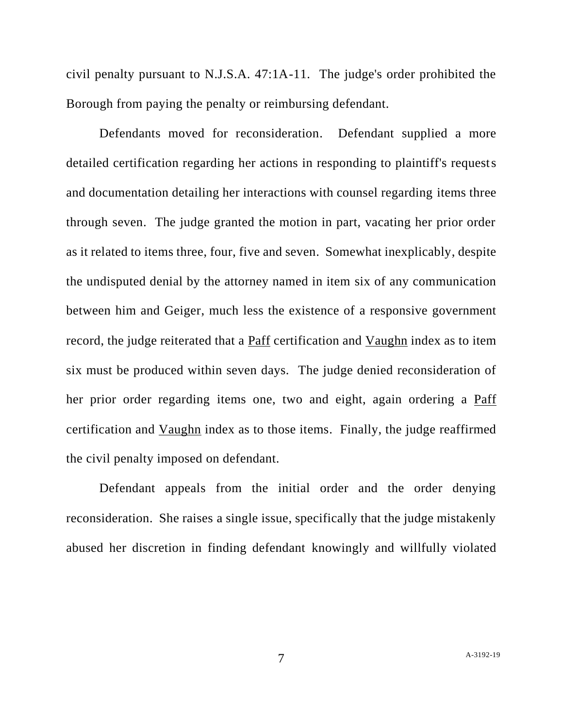civil penalty pursuant to N.J.S.A. 47:1A-11. The judge's order prohibited the Borough from paying the penalty or reimbursing defendant.

Defendants moved for reconsideration. Defendant supplied a more detailed certification regarding her actions in responding to plaintiff's requests and documentation detailing her interactions with counsel regarding items three through seven. The judge granted the motion in part, vacating her prior order as it related to items three, four, five and seven. Somewhat inexplicably, despite the undisputed denial by the attorney named in item six of any communication between him and Geiger, much less the existence of a responsive government record, the judge reiterated that a Paff certification and Vaughn index as to item six must be produced within seven days. The judge denied reconsideration of her prior order regarding items one, two and eight, again ordering a Paff certification and Vaughn index as to those items. Finally, the judge reaffirmed the civil penalty imposed on defendant.

Defendant appeals from the initial order and the order denying reconsideration. She raises a single issue, specifically that the judge mistakenly abused her discretion in finding defendant knowingly and willfully violated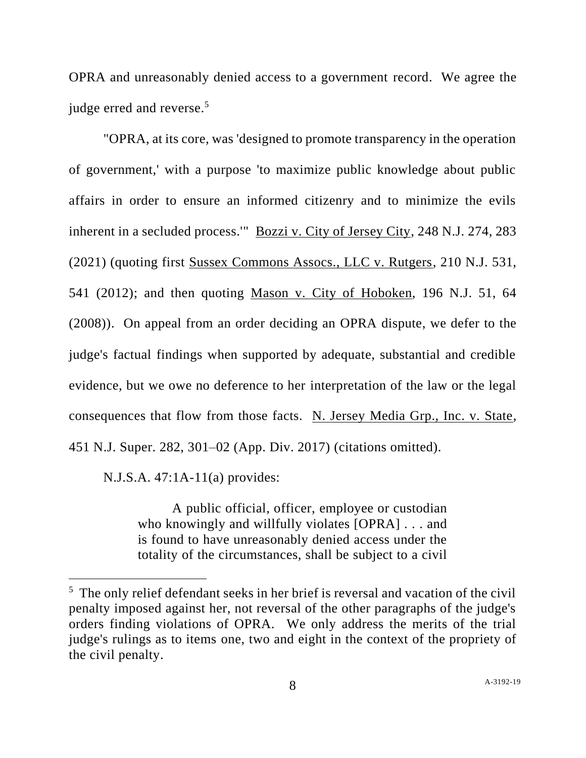OPRA and unreasonably denied access to a government record. We agree the judge erred and reverse.[5]

"OPRA, at its core, was 'designed to promote transparency in the operation of government,' with a purpose 'to maximize public knowledge about public affairs in order to ensure an informed citizenry and to minimize the evils inherent in a secluded process.'" Bozzi v. City of Jersey City, 248 N.J. 274, 283 (2021) (quoting first Sussex Commons Assocs., LLC v. Rutgers, 210 N.J. 531, 541 (2012); and then quoting Mason v. City of Hoboken, 196 N.J. 51, 64 (2008)). On appeal from an order deciding an OPRA dispute, we defer to the judge's factual findings when supported by adequate, substantial and credible evidence, but we owe no deference to her interpretation of the law or the legal consequences that flow from those facts. N. Jersey Media Grp., Inc. v. State, 451 N.J. Super. 282, 301–02 (App. Div. 2017) (citations omitted).

N.J.S.A. 47:1A-11(a) provides:

> A public official, officer, employee or custodian who knowingly and willfully violates [OPRA] . . . and is found to have unreasonably denied access under the totality of the circumstances, shall be subject to a civil

---

[5] The only relief defendant seeks in her brief is reversal and vacation of the civil penalty imposed against her, not reversal of the other paragraphs of the judge's orders finding violations of OPRA. We only address the merits of the trial judge's rulings as to items one, two and eight in the context of the propriety of the civil penalty.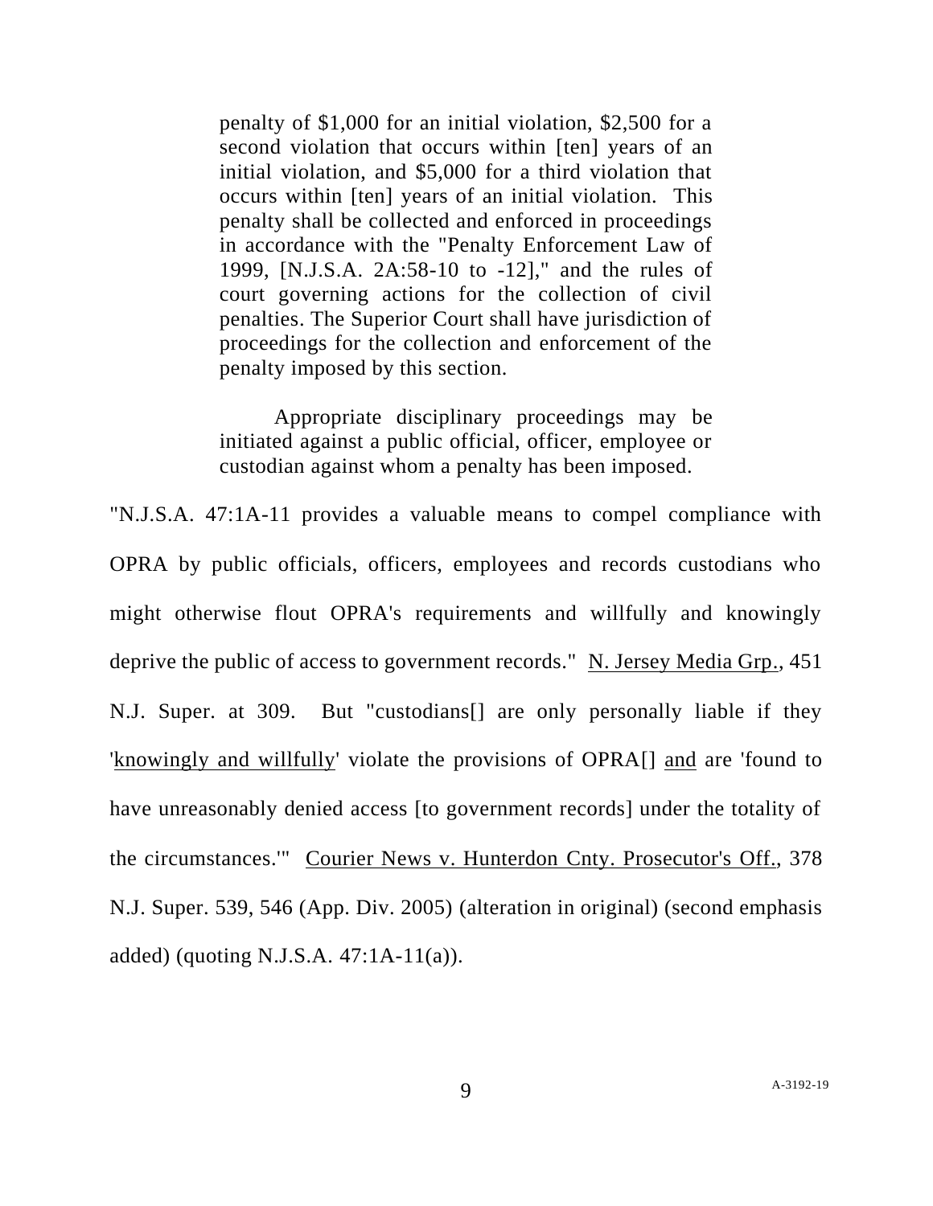> penalty of $1,000 for an initial violation, $2,500 for a second violation that occurs within [ten] years of an initial violation, and $5,000 for a third violation that occurs within [ten] years of an initial violation. This penalty shall be collected and enforced in proceedings in accordance with the "Penalty Enforcement Law of 1999, [N.J.S.A. 2A:58-10 to -12]," and the rules of court governing actions for the collection of civil penalties. The Superior Court shall have jurisdiction of proceedings for the collection and enforcement of the penalty imposed by this section.
>
> Appropriate disciplinary proceedings may be initiated against a public official, officer, employee or custodian against whom a penalty has been imposed.

"N.J.S.A. 47:1A-11 provides a valuable means to compel compliance with OPRA by public officials, officers, employees and records custodians who might otherwise flout OPRA's requirements and willfully and knowingly deprive the public of access to government records." N. Jersey Media Grp., 451 N.J. Super. at 309. But "custodians[] are only personally liable if they '<u>knowingly and willfully</u>' violate the provisions of OPRA[] <u>and</u> are 'found to have unreasonably denied access [to government records] under the totality of the circumstances.'" Courier News v. Hunterdon Cnty. Prosecutor's Off., 378 N.J. Super. 539, 546 (App. Div. 2005) (alteration in original) (second emphasis added) (quoting N.J.S.A. 47:1A-11(a)).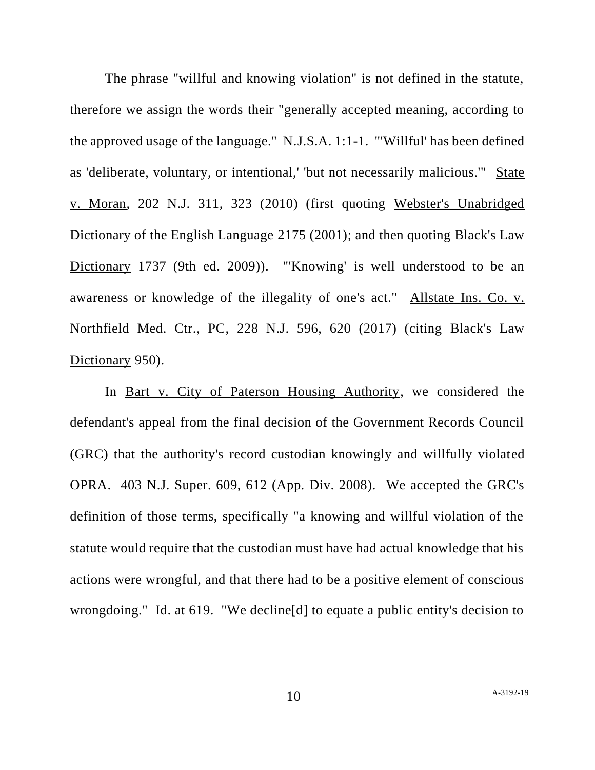The phrase "willful and knowing violation" is not defined in the statute, therefore we assign the words their "generally accepted meaning, according to the approved usage of the language." N.J.S.A. 1:1-1. "'Willful' has been defined as 'deliberate, voluntary, or intentional,' 'but not necessarily malicious.'" State v. Moran, 202 N.J. 311, 323 (2010) (first quoting Webster's Unabridged Dictionary of the English Language 2175 (2001); and then quoting Black's Law Dictionary 1737 (9th ed. 2009)). "'Knowing' is well understood to be an awareness or knowledge of the illegality of one's act." Allstate Ins. Co. v. Northfield Med. Ctr., PC, 228 N.J. 596, 620 (2017) (citing Black's Law Dictionary 950).

In Bart v. City of Paterson Housing Authority, we considered the defendant's appeal from the final decision of the Government Records Council (GRC) that the authority's record custodian knowingly and willfully violated OPRA. 403 N.J. Super. 609, 612 (App. Div. 2008). We accepted the GRC's definition of those terms, specifically "a knowing and willful violation of the statute would require that the custodian must have had actual knowledge that his actions were wrongful, and that there had to be a positive element of conscious wrongdoing." Id. at 619. "We decline[d] to equate a public entity's decision to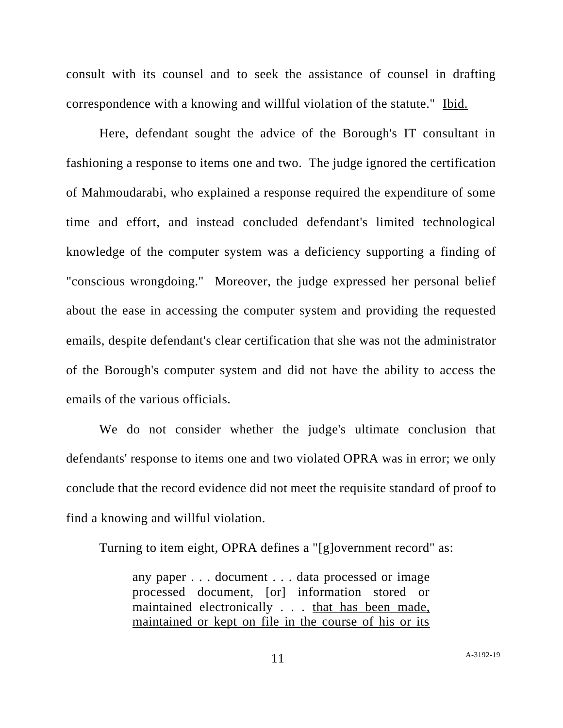consult with its counsel and to seek the assistance of counsel in drafting correspondence with a knowing and willful violation of the statute." Ibid.

Here, defendant sought the advice of the Borough's IT consultant in fashioning a response to items one and two. The judge ignored the certification of Mahmoudarabi, who explained a response required the expenditure of some time and effort, and instead concluded defendant's limited technological knowledge of the computer system was a deficiency supporting a finding of "conscious wrongdoing." Moreover, the judge expressed her personal belief about the ease in accessing the computer system and providing the requested emails, despite defendant's clear certification that she was not the administrator of the Borough's computer system and did not have the ability to access the emails of the various officials.

We do not consider whether the judge's ultimate conclusion that defendants' response to items one and two violated OPRA was in error; we only conclude that the record evidence did not meet the requisite standard of proof to find a knowing and willful violation.

Turning to item eight, OPRA defines a "[g]overnment record" as:

> any paper . . . document . . . data processed or image processed document, [or] information stored or maintained electronically . . . <u>that has been made, maintained or kept on file in the course of his or its</u>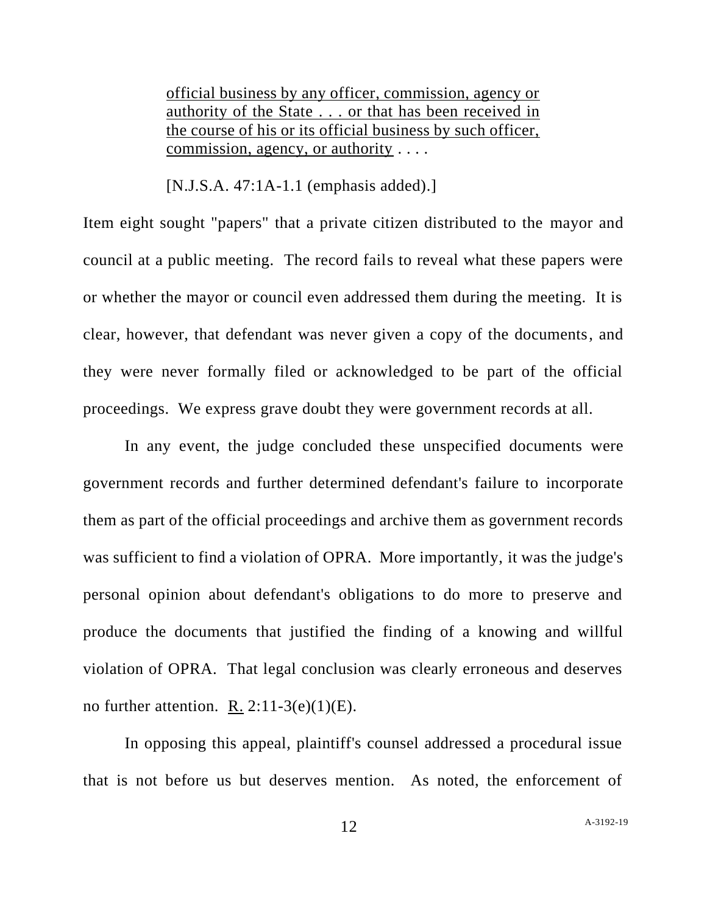> official business by any officer, commission, agency or authority of the State . . . or that has been received in the course of his or its official business by such officer, commission, agency, or authority . . . .
>
> [N.J.S.A. 47:1A-1.1 (emphasis added).]

Item eight sought "papers" that a private citizen distributed to the mayor and council at a public meeting. The record fails to reveal what these papers were or whether the mayor or council even addressed them during the meeting. It is clear, however, that defendant was never given a copy of the documents, and they were never formally filed or acknowledged to be part of the official proceedings. We express grave doubt they were government records at all.

In any event, the judge concluded these unspecified documents were government records and further determined defendant's failure to incorporate them as part of the official proceedings and archive them as government records was sufficient to find a violation of OPRA. More importantly, it was the judge's personal opinion about defendant's obligations to do more to preserve and produce the documents that justified the finding of a knowing and willful violation of OPRA. That legal conclusion was clearly erroneous and deserves no further attention. R. 2:11-3(e)(1)(E).

In opposing this appeal, plaintiff's counsel addressed a procedural issue that is not before us but deserves mention. As noted, the enforcement of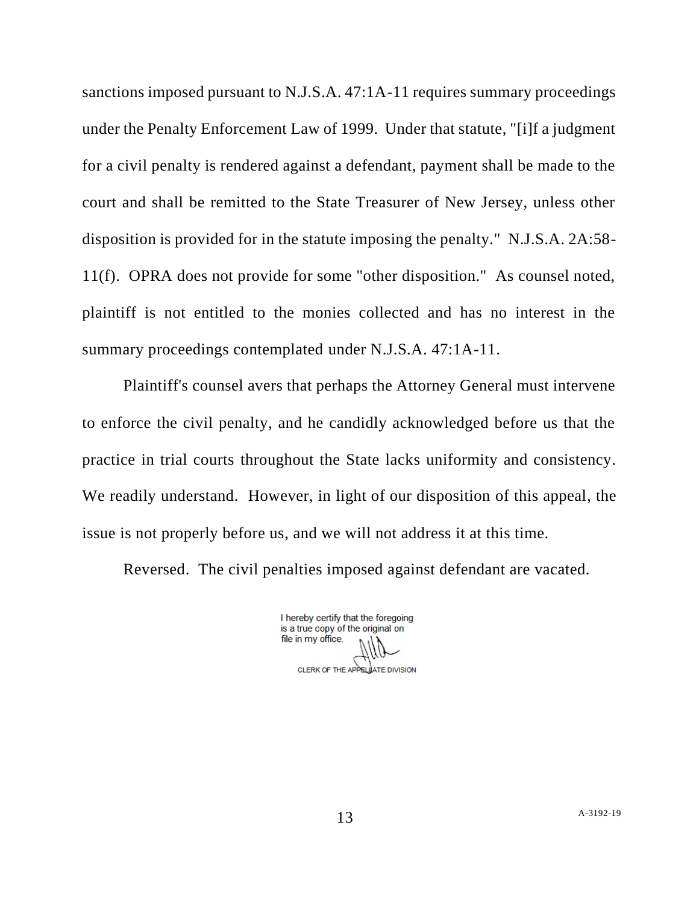sanctions imposed pursuant to N.J.S.A. 47:1A-11 requires summary proceedings under the Penalty Enforcement Law of 1999. Under that statute, "[i]f a judgment for a civil penalty is rendered against a defendant, payment shall be made to the court and shall be remitted to the State Treasurer of New Jersey, unless other disposition is provided for in the statute imposing the penalty." N.J.S.A. 2A:58-11(f). OPRA does not provide for some "other disposition." As counsel noted, plaintiff is not entitled to the monies collected and has no interest in the summary proceedings contemplated under N.J.S.A. 47:1A-11.

Plaintiff's counsel avers that perhaps the Attorney General must intervene to enforce the civil penalty, and he candidly acknowledged before us that the practice in trial courts throughout the State lacks uniformity and consistency. We readily understand. However, in light of our disposition of this appeal, the issue is not properly before us, and we will not address it at this time.

Reversed. The civil penalties imposed against defendant are vacated.

I hereby certify that the foregoing is a true copy of the original on file in my office.

CLERK OF THE APPELLATE DIVISION